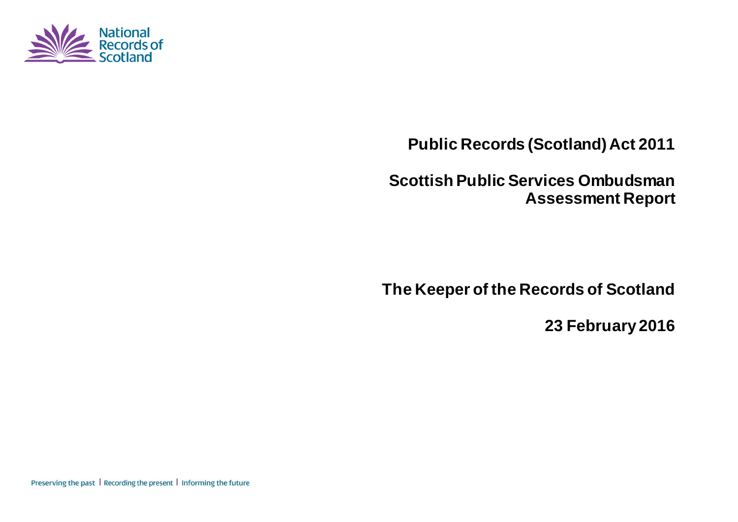National Records of Scotland

# Public Records (Scotland) Act 2011

## Scottish Public Services Ombudsman Assessment Report

**The Keeper of the Records of Scotland**

**23 February 2016**

Preserving the past | Recording the present | Informing the future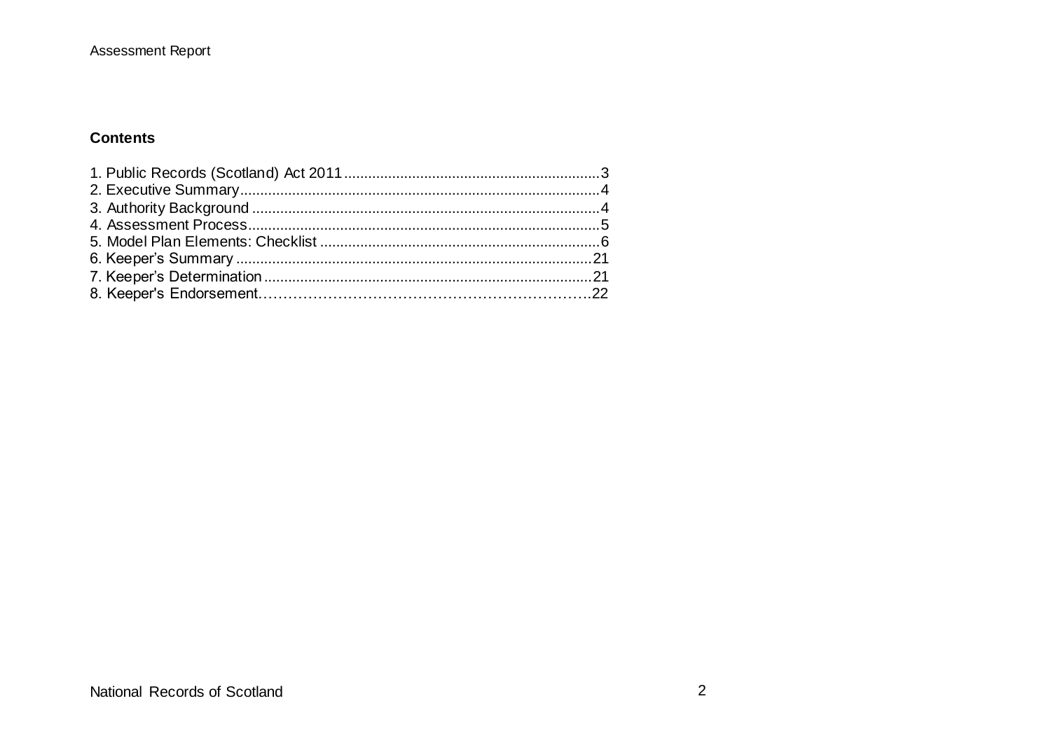**Contents**

1. Public Records (Scotland) Act 2011...............................................................3
2. Executive Summary.........................................................................................4
3. Authority Background......................................................................................4
4. Assessment Process.......................................................................................5
5. Model Plan Elements: Checklist.....................................................................6
6. Keeper's Summary........................................................................................21
7. Keeper's Determination.................................................................................21
8. Keeper's Endorsement………………………………………………………….22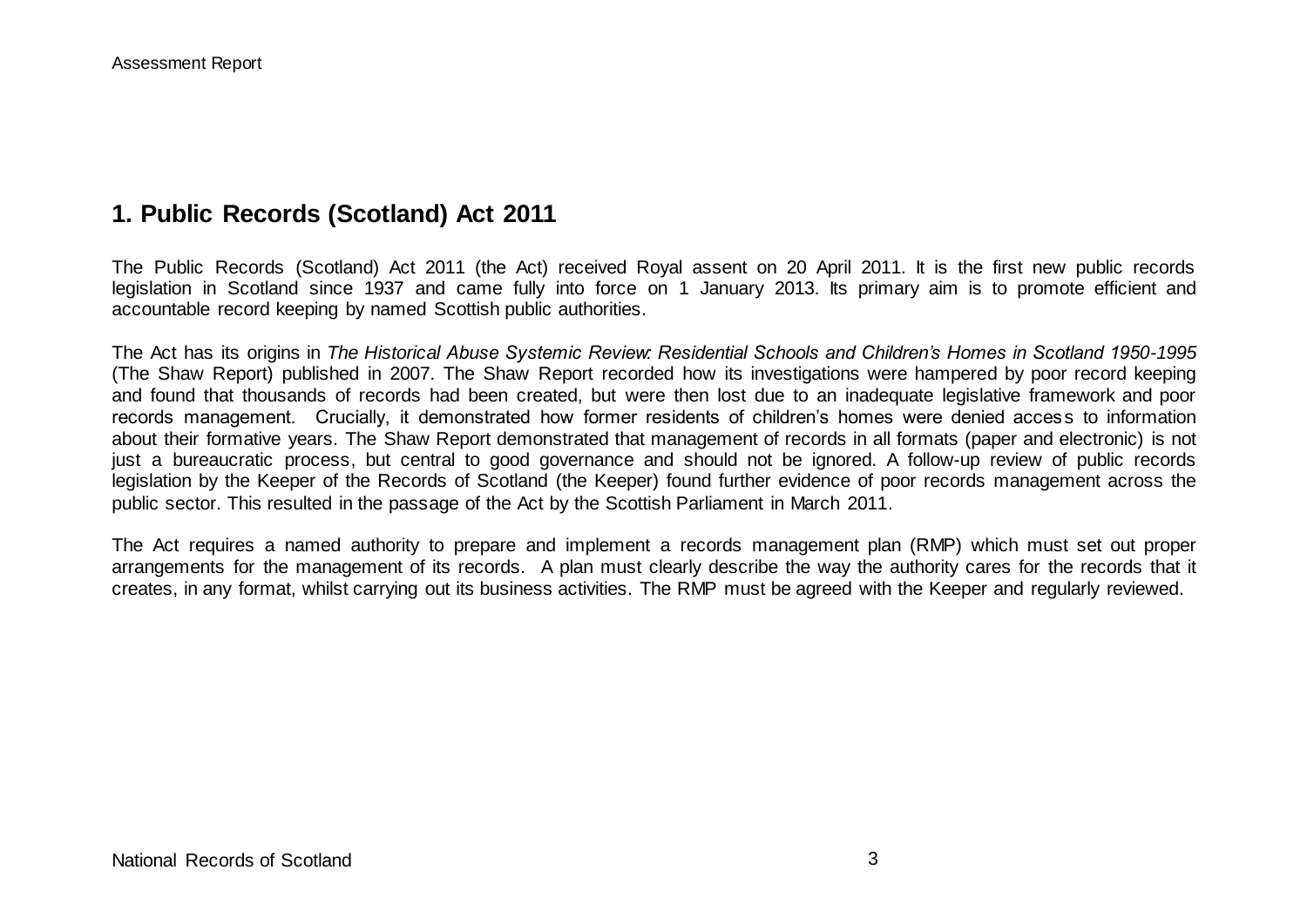## 1. Public Records (Scotland) Act 2011

The Public Records (Scotland) Act 2011 (the Act) received Royal assent on 20 April 2011. It is the first new public records legislation in Scotland since 1937 and came fully into force on 1 January 2013. Its primary aim is to promote efficient and accountable record keeping by named Scottish public authorities.

The Act has its origins in *The Historical Abuse Systemic Review: Residential Schools and Children's Homes in Scotland 1950-1995* (The Shaw Report) published in 2007. The Shaw Report recorded how its investigations were hampered by poor record keeping and found that thousands of records had been created, but were then lost due to an inadequate legislative framework and poor records management. Crucially, it demonstrated how former residents of children's homes were denied access to information about their formative years. The Shaw Report demonstrated that management of records in all formats (paper and electronic) is not just a bureaucratic process, but central to good governance and should not be ignored. A follow-up review of public records legislation by the Keeper of the Records of Scotland (the Keeper) found further evidence of poor records management across the public sector. This resulted in the passage of the Act by the Scottish Parliament in March 2011.

The Act requires a named authority to prepare and implement a records management plan (RMP) which must set out proper arrangements for the management of its records. A plan must clearly describe the way the authority cares for the records that it creates, in any format, whilst carrying out its business activities. The RMP must be agreed with the Keeper and regularly reviewed.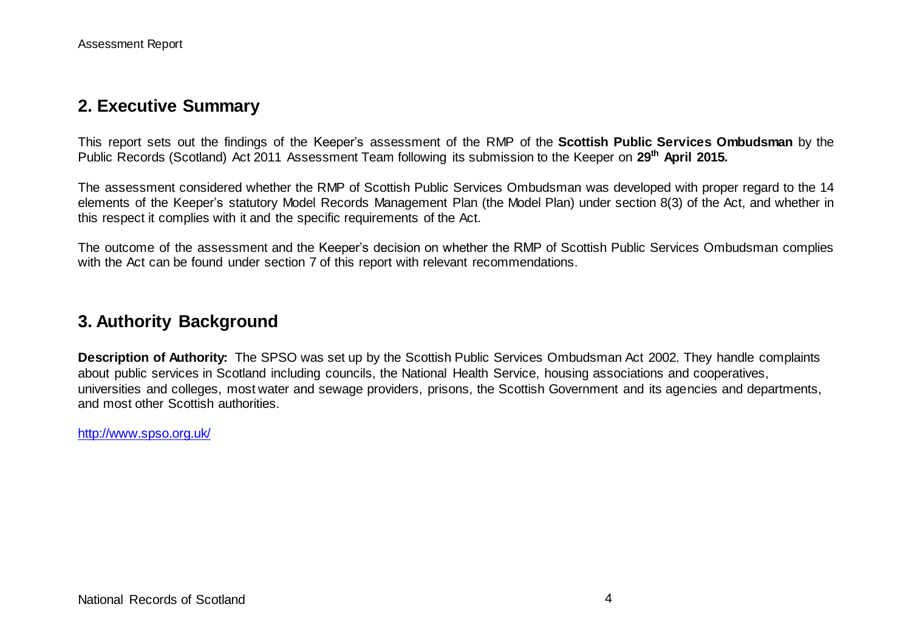## 2. Executive Summary

This report sets out the findings of the Keeper's assessment of the RMP of the **Scottish Public Services Ombudsman** by the Public Records (Scotland) Act 2011 Assessment Team following its submission to the Keeper on **29th April 2015.**

The assessment considered whether the RMP of Scottish Public Services Ombudsman was developed with proper regard to the 14 elements of the Keeper's statutory Model Records Management Plan (the Model Plan) under section 8(3) of the Act, and whether in this respect it complies with it and the specific requirements of the Act.

The outcome of the assessment and the Keeper's decision on whether the RMP of Scottish Public Services Ombudsman complies with the Act can be found under section 7 of this report with relevant recommendations.

## 3. Authority Background

**Description of Authority:** The SPSO was set up by the Scottish Public Services Ombudsman Act 2002. They handle complaints about public services in Scotland including councils, the National Health Service, housing associations and cooperatives, universities and colleges, most water and sewage providers, prisons, the Scottish Government and its agencies and departments, and most other Scottish authorities.

http://www.spso.org.uk/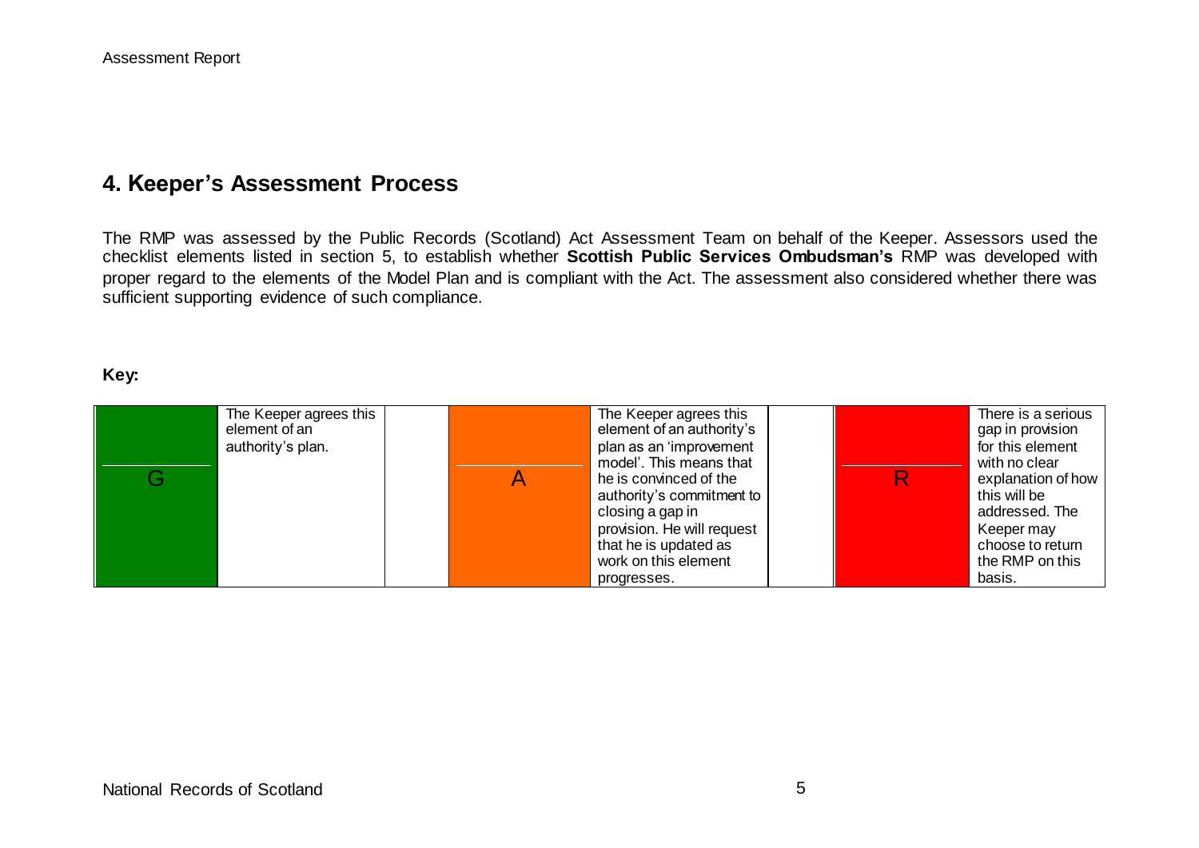## 4. Keeper's Assessment Process

The RMP was assessed by the Public Records (Scotland) Act Assessment Team on behalf of the Keeper. Assessors used the checklist elements listed in section 5, to establish whether **Scottish Public Services Ombudsman's** RMP was developed with proper regard to the elements of the Model Plan and is compliant with the Act. The assessment also considered whether there was sufficient supporting evidence of such compliance.

**Key:**

| G | The Keeper agrees this element of an authority's plan. | | A | The Keeper agrees this element of an authority's plan as an 'improvement model'. This means that he is convinced of the authority's commitment to closing a gap in provision. He will request that he is updated as work on this element progresses. | | R | There is a serious gap in provision for this element with no clear explanation of how this will be addressed. The Keeper may choose to return the RMP on this basis. |
|---|---|---|---|---|---|---|---|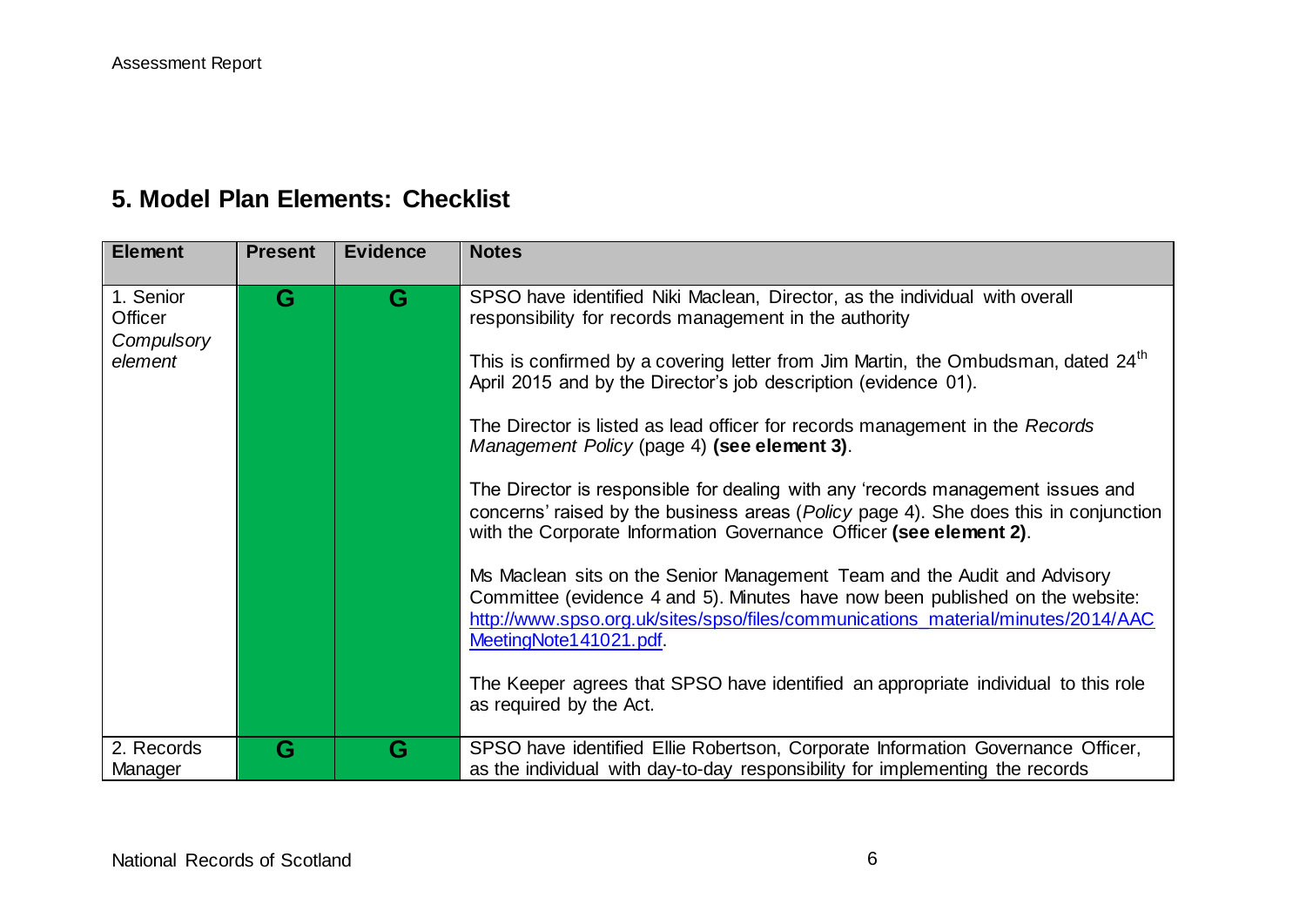## 5. Model Plan Elements: Checklist

| Element | Present | Evidence | Notes |
|---|---|---|---|
| 1. Senior Officer *Compulsory element* | G | G | SPSO have identified Niki Maclean, Director, as the individual with overall responsibility for records management in the authority<br><br>This is confirmed by a covering letter from Jim Martin, the Ombudsman, dated 24th April 2015 and by the Director's job description (evidence 01).<br><br>The Director is listed as lead officer for records management in the *Records Management Policy* (page 4) **(see element 3)**.<br><br>The Director is responsible for dealing with any 'records management issues and concerns' raised by the business areas (*Policy* page 4). She does this in conjunction with the Corporate Information Governance Officer **(see element 2)**.<br><br>Ms Maclean sits on the Senior Management Team and the Audit and Advisory Committee (evidence 4 and 5). Minutes have now been published on the website: [http://www.spso.org.uk/sites/spso/files/communications_material/minutes/2014/AACMeetingNote141021.pdf](http://www.spso.org.uk/sites/spso/files/communications_material/minutes/2014/AACMeetingNote141021.pdf).<br><br>The Keeper agrees that SPSO have identified an appropriate individual to this role as required by the Act. |
| 2. Records Manager | G | G | SPSO have identified Ellie Robertson, Corporate Information Governance Officer, as the individual with day-to-day responsibility for implementing the records |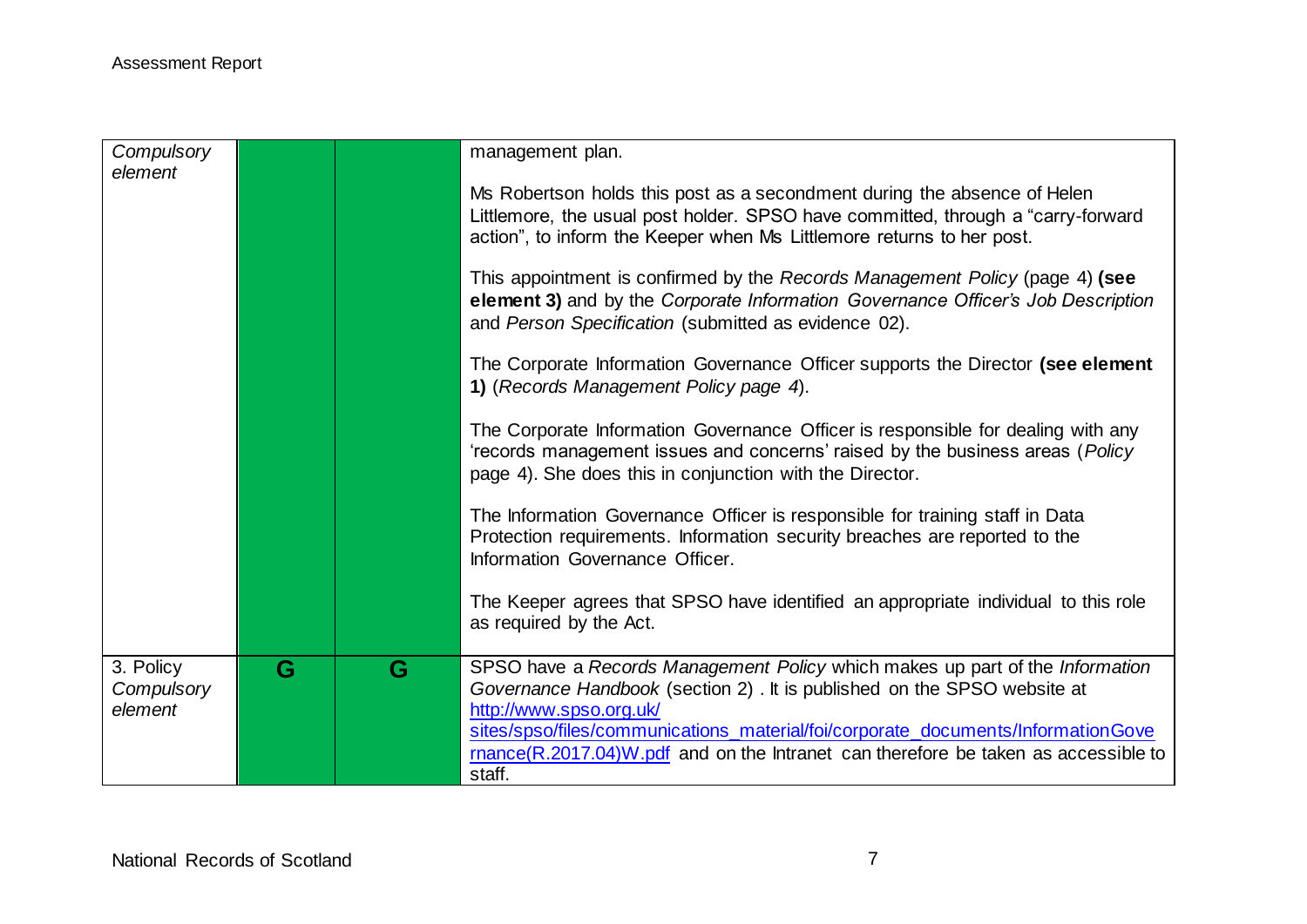| | | | |
|---|---|---|---|
| *Compulsory element* | | | management plan.<br><br>Ms Robertson holds this post as a secondment during the absence of Helen Littlemore, the usual post holder. SPSO have committed, through a "carry-forward action", to inform the Keeper when Ms Littlemore returns to her post.<br><br>This appointment is confirmed by the *Records Management Policy* (page 4) **(see element 3)** and by the *Corporate Information Governance Officer's Job Description* and *Person Specification* (submitted as evidence 02).<br><br>The Corporate Information Governance Officer supports the Director **(see element 1)** (*Records Management Policy page 4*).<br><br>The Corporate Information Governance Officer is responsible for dealing with any 'records management issues and concerns' raised by the business areas (*Policy* page 4). She does this in conjunction with the Director.<br><br>The Information Governance Officer is responsible for training staff in Data Protection requirements. Information security breaches are reported to the Information Governance Officer.<br><br>The Keeper agrees that SPSO have identified an appropriate individual to this role as required by the Act. |
| 3. Policy *Compulsory element* | **G** | **G** | SPSO have a *Records Management Policy* which makes up part of the *Information Governance Handbook* (section 2) . It is published on the SPSO website at http://www.spso.org.uk/ sites/spso/files/communications_material/foi/corporate_documents/InformationGovernance(R.2017.04)W.pdf and on the Intranet can therefore be taken as accessible to staff. |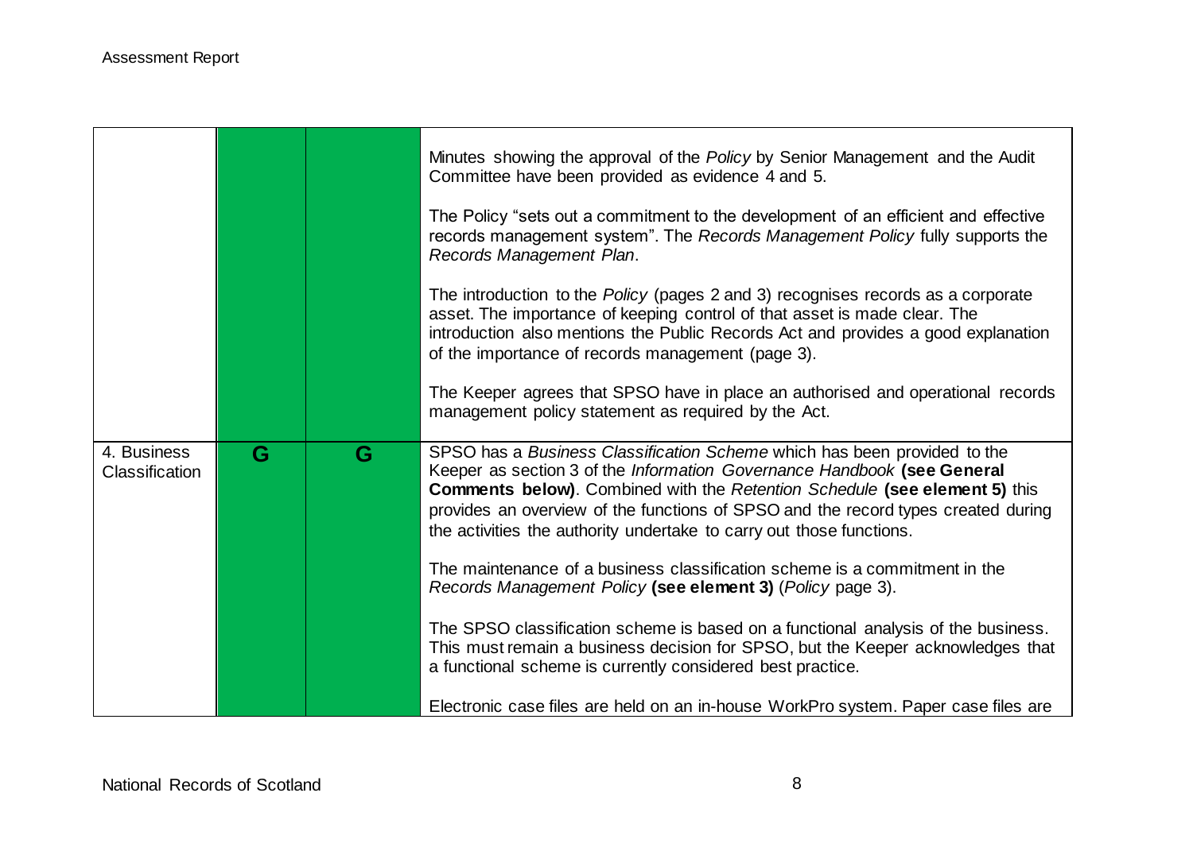| | | | |
|---|---|---|---|
| | | | Minutes showing the approval of the *Policy* by Senior Management and the Audit Committee have been provided as evidence 4 and 5.<br><br>The Policy "sets out a commitment to the development of an efficient and effective records management system". The *Records Management Policy* fully supports the *Records Management Plan*.<br><br>The introduction to the *Policy* (pages 2 and 3) recognises records as a corporate asset. The importance of keeping control of that asset is made clear. The introduction also mentions the Public Records Act and provides a good explanation of the importance of records management (page 3).<br><br>The Keeper agrees that SPSO have in place an authorised and operational records management policy statement as required by the Act. |
| 4. Business Classification | G | G | SPSO has a *Business Classification Scheme* which has been provided to the Keeper as section 3 of the *Information Governance Handbook* **(see General Comments below)**. Combined with the *Retention Schedule* **(see element 5)** this provides an overview of the functions of SPSO and the record types created during the activities the authority undertake to carry out those functions.<br><br>The maintenance of a business classification scheme is a commitment in the *Records Management Policy* **(see element 3)** (*Policy* page 3).<br><br>The SPSO classification scheme is based on a functional analysis of the business. This must remain a business decision for SPSO, but the Keeper acknowledges that a functional scheme is currently considered best practice.<br><br>Electronic case files are held on an in-house WorkPro system. Paper case files are |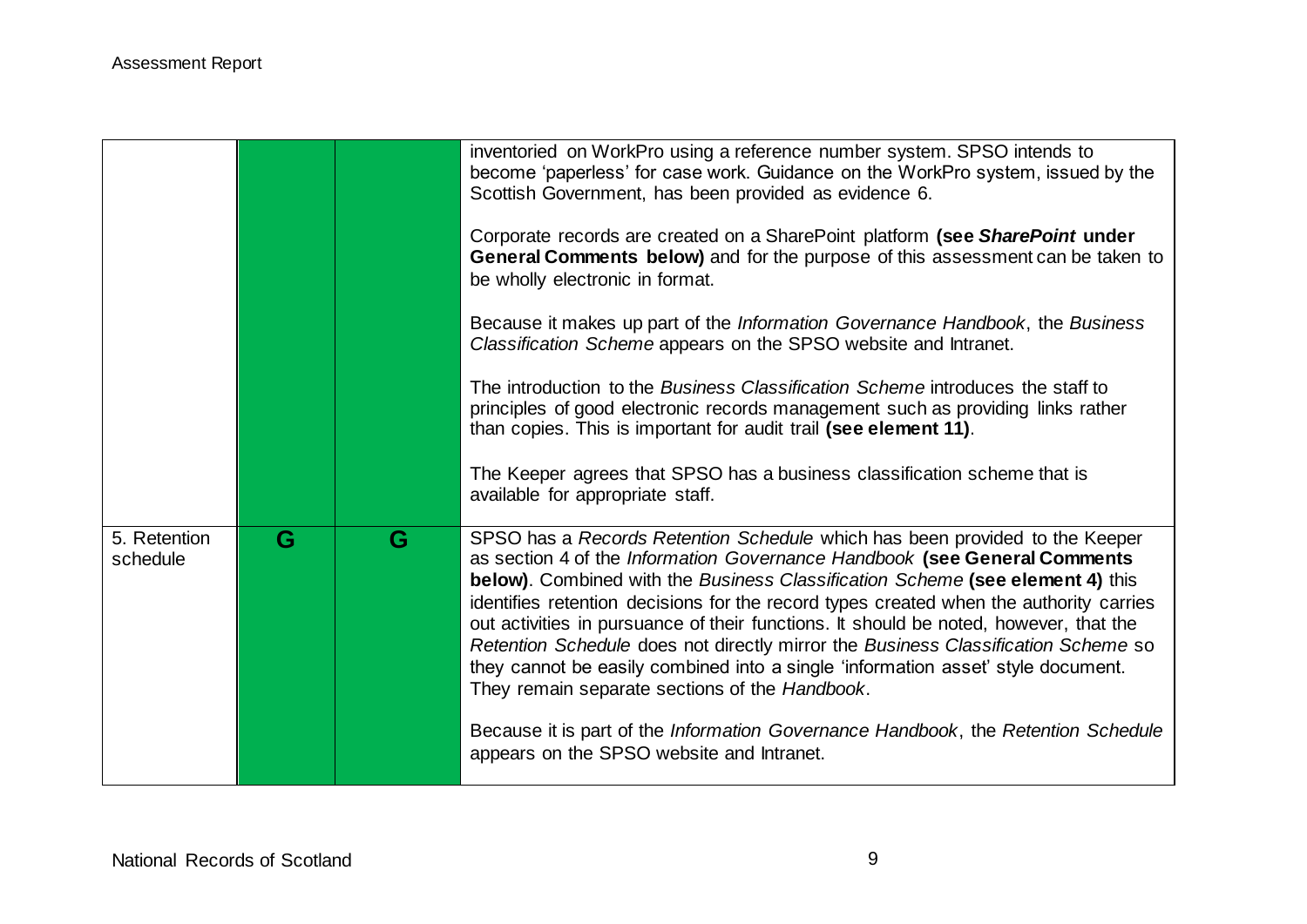| | | | |
|---|---|---|---|
| | | | inventoried on WorkPro using a reference number system. SPSO intends to become 'paperless' for case work. Guidance on the WorkPro system, issued by the Scottish Government, has been provided as evidence 6.<br><br>Corporate records are created on a SharePoint platform **(see *SharePoint* under General Comments below)** and for the purpose of this assessment can be taken to be wholly electronic in format.<br><br>Because it makes up part of the *Information Governance Handbook*, the *Business Classification Scheme* appears on the SPSO website and Intranet.<br><br>The introduction to the *Business Classification Scheme* introduces the staff to principles of good electronic records management such as providing links rather than copies. This is important for audit trail **(see element 11)**.<br><br>The Keeper agrees that SPSO has a business classification scheme that is available for appropriate staff. |
| 5. Retention schedule | G | G | SPSO has a *Records Retention Schedule* which has been provided to the Keeper as section 4 of the *Information Governance Handbook* **(see General Comments below)**. Combined with the *Business Classification Scheme* **(see element 4)** this identifies retention decisions for the record types created when the authority carries out activities in pursuance of their functions. It should be noted, however, that the *Retention Schedule* does not directly mirror the *Business Classification Scheme* so they cannot be easily combined into a single 'information asset' style document. They remain separate sections of the *Handbook*.<br><br>Because it is part of the *Information Governance Handbook*, the *Retention Schedule* appears on the SPSO website and Intranet. |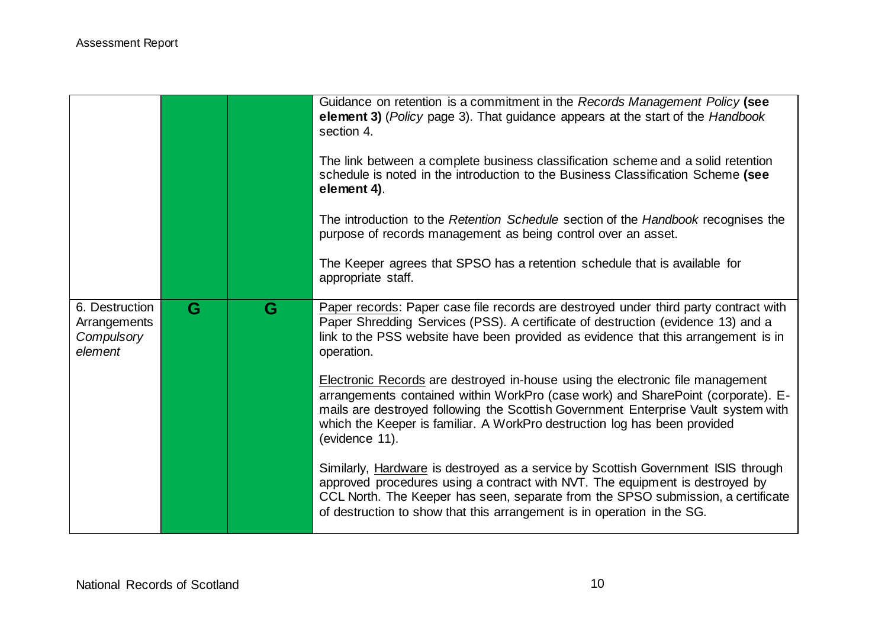| | | | |
|---|---|---|---|
| | | | Guidance on retention is a commitment in the *Records Management Policy* **(see element 3)** (*Policy* page 3). That guidance appears at the start of the *Handbook* section 4.<br><br>The link between a complete business classification scheme and a solid retention schedule is noted in the introduction to the Business Classification Scheme **(see element 4)**.<br><br>The introduction to the *Retention Schedule* section of the *Handbook* recognises the purpose of records management as being control over an asset.<br><br>The Keeper agrees that SPSO has a retention schedule that is available for appropriate staff. |
| 6. Destruction Arrangements *Compulsory element* | **G** | **G** | Paper records: Paper case file records are destroyed under third party contract with Paper Shredding Services (PSS). A certificate of destruction (evidence 13) and a link to the PSS website have been provided as evidence that this arrangement is in operation.<br><br>Electronic Records are destroyed in-house using the electronic file management arrangements contained within WorkPro (case work) and SharePoint (corporate). E-mails are destroyed following the Scottish Government Enterprise Vault system with which the Keeper is familiar. A WorkPro destruction log has been provided (evidence 11).<br><br>Similarly, Hardware is destroyed as a service by Scottish Government ISIS through approved procedures using a contract with NVT. The equipment is destroyed by CCL North. The Keeper has seen, separate from the SPSO submission, a certificate of destruction to show that this arrangement is in operation in the SG. |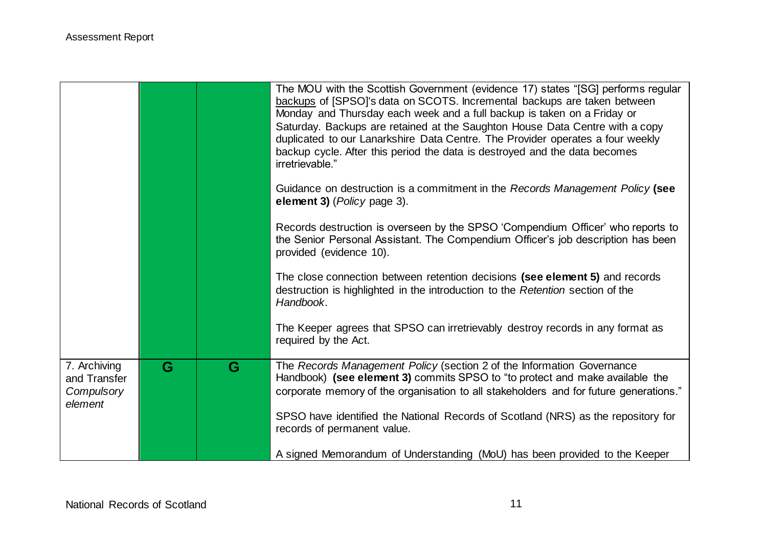| | | | |
|---|---|---|---|
| | | | The MOU with the Scottish Government (evidence 17) states "[SG] performs regular backups of [SPSO]'s data on SCOTS. Incremental backups are taken between Monday and Thursday each week and a full backup is taken on a Friday or Saturday. Backups are retained at the Saughton House Data Centre with a copy duplicated to our Lanarkshire Data Centre. The Provider operates a four weekly backup cycle. After this period the data is destroyed and the data becomes irretrievable."<br><br>Guidance on destruction is a commitment in the *Records Management Policy* **(see element 3)** (*Policy* page 3).<br><br>Records destruction is overseen by the SPSO 'Compendium Officer' who reports to the Senior Personal Assistant. The Compendium Officer's job description has been provided (evidence 10).<br><br>The close connection between retention decisions **(see element 5)** and records destruction is highlighted in the introduction to the *Retention* section of the *Handbook*.<br><br>The Keeper agrees that SPSO can irretrievably destroy records in any format as required by the Act. |
| 7. Archiving and Transfer *Compulsory element* | G | G | The *Records Management Policy* (section 2 of the Information Governance Handbook) **(see element 3)** commits SPSO to "to protect and make available the corporate memory of the organisation to all stakeholders and for future generations."<br><br>SPSO have identified the National Records of Scotland (NRS) as the repository for records of permanent value.<br><br>A signed Memorandum of Understanding (MoU) has been provided to the Keeper |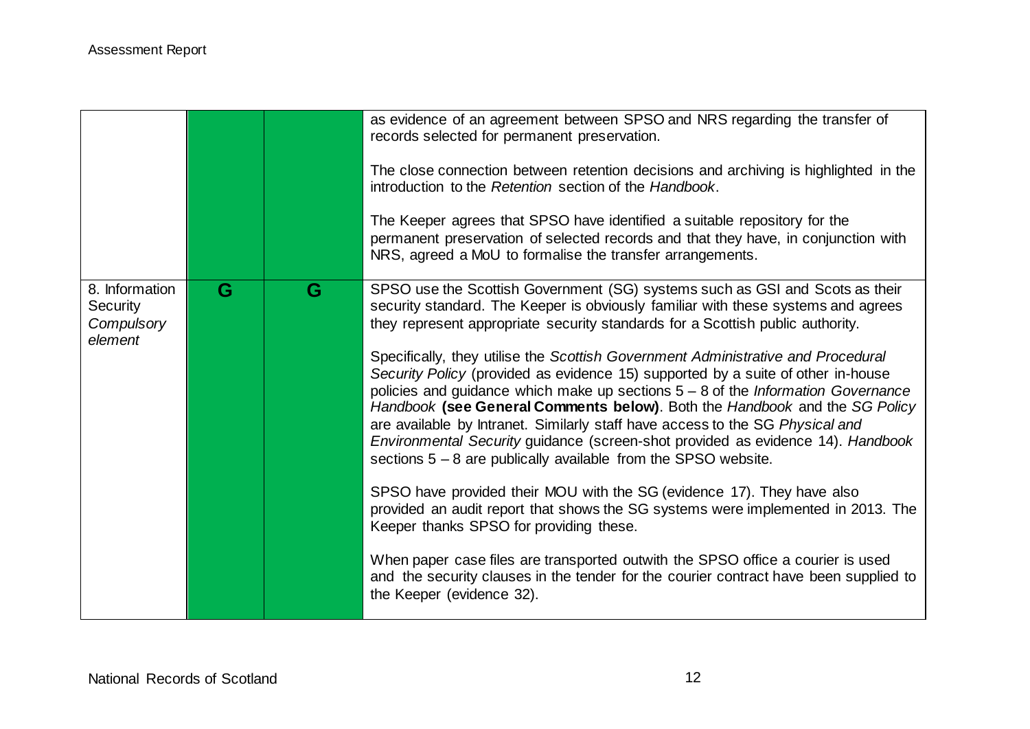| | | | |
|---|---|---|---|
| | | | as evidence of an agreement between SPSO and NRS regarding the transfer of records selected for permanent preservation.<br><br>The close connection between retention decisions and archiving is highlighted in the introduction to the *Retention* section of the *Handbook*.<br><br>The Keeper agrees that SPSO have identified a suitable repository for the permanent preservation of selected records and that they have, in conjunction with NRS, agreed a MoU to formalise the transfer arrangements. |
| 8. Information Security *Compulsory element* | G | G | SPSO use the Scottish Government (SG) systems such as GSI and Scots as their security standard. The Keeper is obviously familiar with these systems and agrees they represent appropriate security standards for a Scottish public authority.<br><br>Specifically, they utilise the *Scottish Government Administrative and Procedural Security Policy* (provided as evidence 15) supported by a suite of other in-house policies and guidance which make up sections 5 – 8 of the *Information Governance Handbook* **(see General Comments below)**. Both the *Handbook* and the *SG Policy* are available by Intranet. Similarly staff have access to the SG *Physical and Environmental Security* guidance (screen-shot provided as evidence 14). *Handbook* sections 5 – 8 are publically available from the SPSO website.<br><br>SPSO have provided their MOU with the SG (evidence 17). They have also provided an audit report that shows the SG systems were implemented in 2013. The Keeper thanks SPSO for providing these.<br><br>When paper case files are transported outwith the SPSO office a courier is used and the security clauses in the tender for the courier contract have been supplied to the Keeper (evidence 32). |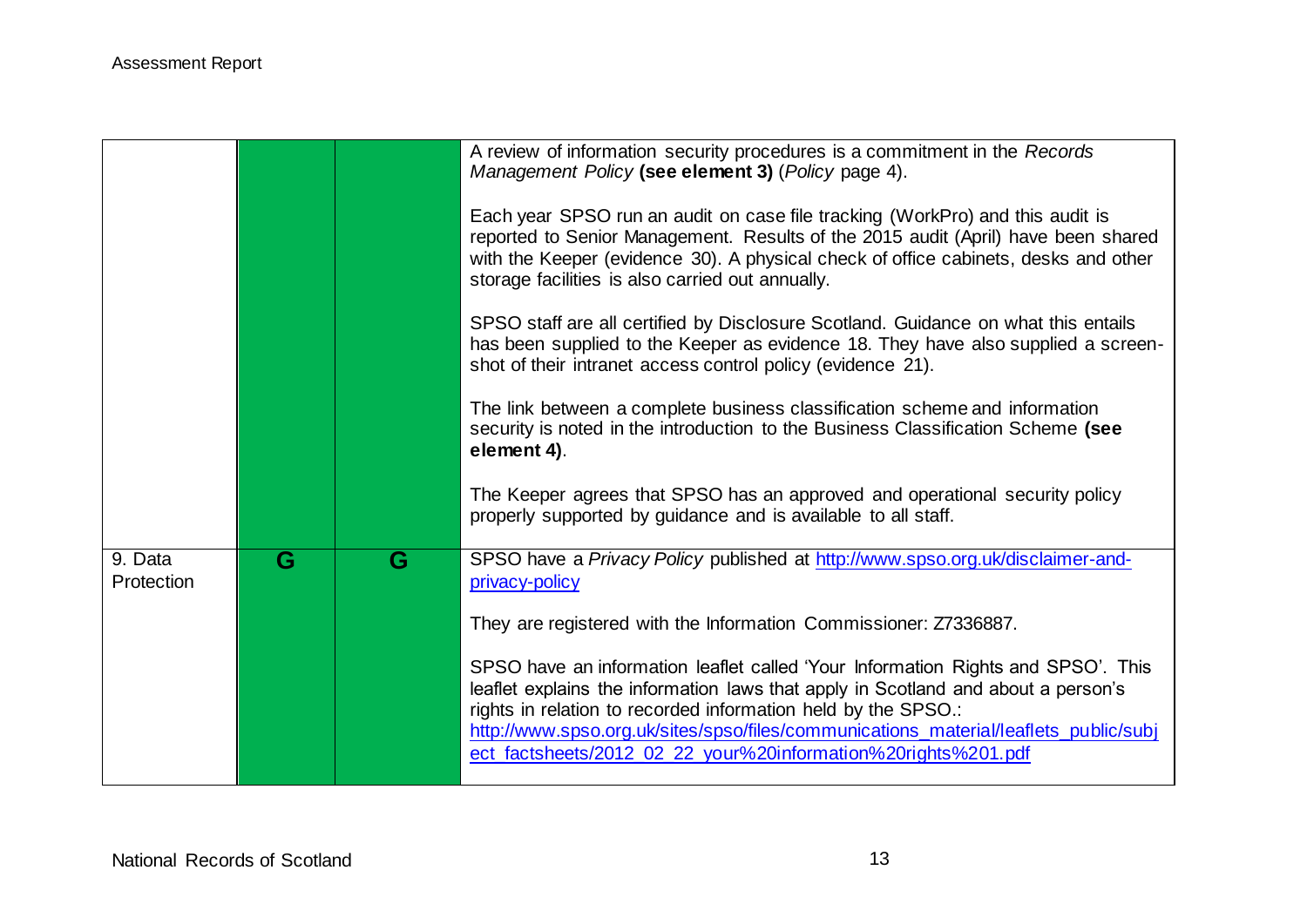| | | | |
|---|---|---|---|
| | | | A review of information security procedures is a commitment in the *Records Management Policy* **(see element 3)** (*Policy* page 4).<br><br>Each year SPSO run an audit on case file tracking (WorkPro) and this audit is reported to Senior Management. Results of the 2015 audit (April) have been shared with the Keeper (evidence 30). A physical check of office cabinets, desks and other storage facilities is also carried out annually.<br><br>SPSO staff are all certified by Disclosure Scotland. Guidance on what this entails has been supplied to the Keeper as evidence 18. They have also supplied a screen-shot of their intranet access control policy (evidence 21).<br><br>The link between a complete business classification scheme and information security is noted in the introduction to the Business Classification Scheme **(see element 4)**.<br><br>The Keeper agrees that SPSO has an approved and operational security policy properly supported by guidance and is available to all staff. |
| 9. Data Protection | G | G | SPSO have a *Privacy Policy* published at http://www.spso.org.uk/disclaimer-and-privacy-policy<br><br>They are registered with the Information Commissioner: Z7336887.<br><br>SPSO have an information leaflet called 'Your Information Rights and SPSO'. This leaflet explains the information laws that apply in Scotland and about a person's rights in relation to recorded information held by the SPSO.: http://www.spso.org.uk/sites/spso/files/communications_material/leaflets_public/subject_factsheets/2012_02_22_your%20information%20rights%201.pdf |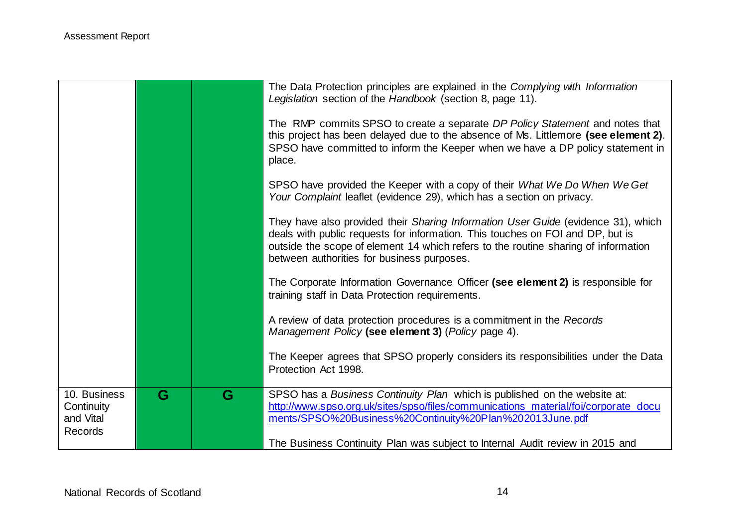| | | | |
|---|---|---|---|
| | | | The Data Protection principles are explained in the *Complying with Information Legislation* section of the *Handbook* (section 8, page 11).<br><br>The RMP commits SPSO to create a separate *DP Policy Statement* and notes that this project has been delayed due to the absence of Ms. Littlemore **(see element 2)**. SPSO have committed to inform the Keeper when we have a DP policy statement in place.<br><br>SPSO have provided the Keeper with a copy of their *What We Do When We Get Your Complaint* leaflet (evidence 29), which has a section on privacy.<br><br>They have also provided their *Sharing Information User Guide* (evidence 31), which deals with public requests for information. This touches on FOI and DP, but is outside the scope of element 14 which refers to the routine sharing of information between authorities for business purposes.<br><br>The Corporate Information Governance Officer **(see element 2)** is responsible for training staff in Data Protection requirements.<br><br>A review of data protection procedures is a commitment in the *Records Management Policy* **(see element 3)** (*Policy* page 4).<br><br>The Keeper agrees that SPSO properly considers its responsibilities under the Data Protection Act 1998. |
| 10. Business Continuity and Vital Records | **G** | **G** | SPSO has a *Business Continuity Plan* which is published on the website at: [http://www.spso.org.uk/sites/spso/files/communications_material/foi/corporate_documents/SPSO%20Business%20Continuity%20Plan%202013June.pdf](http://www.spso.org.uk/sites/spso/files/communications_material/foi/corporate_documents/SPSO%20Business%20Continuity%20Plan%202013June.pdf)<br><br>The Business Continuity Plan was subject to Internal Audit review in 2015 and |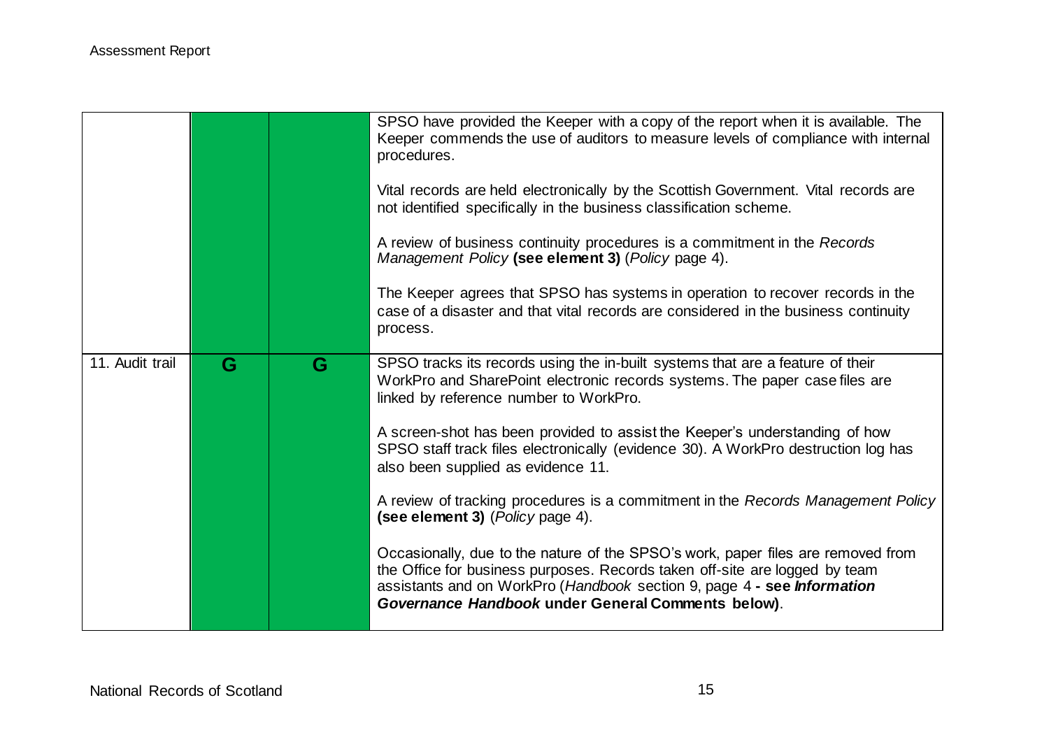| | | | |
|---|---|---|---|
| | | | SPSO have provided the Keeper with a copy of the report when it is available. The Keeper commends the use of auditors to measure levels of compliance with internal procedures.<br><br>Vital records are held electronically by the Scottish Government. Vital records are not identified specifically in the business classification scheme.<br><br>A review of business continuity procedures is a commitment in the *Records Management Policy* **(see element 3)** (*Policy* page 4).<br><br>The Keeper agrees that SPSO has systems in operation to recover records in the case of a disaster and that vital records are considered in the business continuity process. |
| 11. Audit trail | **G** | **G** | SPSO tracks its records using the in-built systems that are a feature of their WorkPro and SharePoint electronic records systems. The paper case files are linked by reference number to WorkPro.<br><br>A screen-shot has been provided to assist the Keeper's understanding of how SPSO staff track files electronically (evidence 30). A WorkPro destruction log has also been supplied as evidence 11.<br><br>A review of tracking procedures is a commitment in the *Records Management Policy* **(see element 3)** (*Policy* page 4).<br><br>Occasionally, due to the nature of the SPSO's work, paper files are removed from the Office for business purposes. Records taken off-site are logged by team assistants and on WorkPro (*Handbook* section 9, page 4 **- see *Information Governance Handbook* under General Comments below)**. |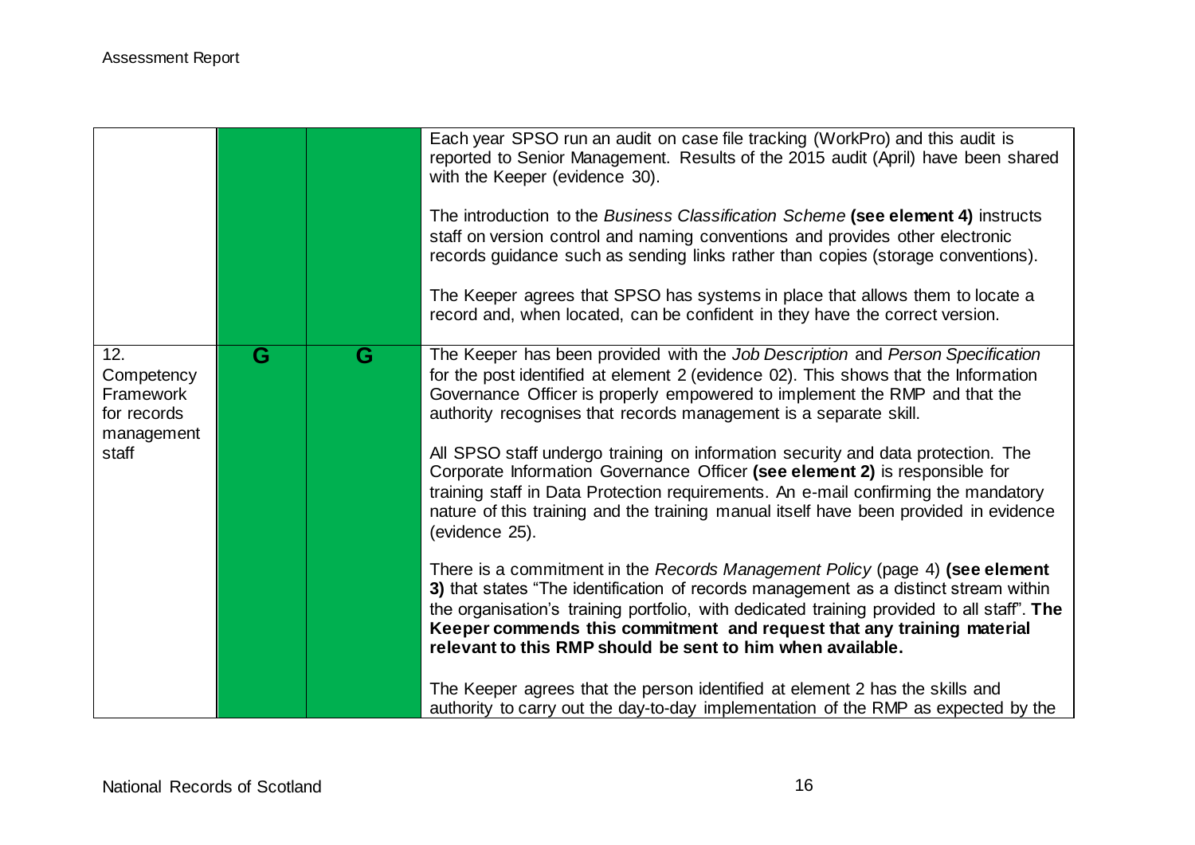| | | | |
|---|---|---|---|
| | | | Each year SPSO run an audit on case file tracking (WorkPro) and this audit is reported to Senior Management. Results of the 2015 audit (April) have been shared with the Keeper (evidence 30).<br><br>The introduction to the *Business Classification Scheme* **(see element 4)** instructs staff on version control and naming conventions and provides other electronic records guidance such as sending links rather than copies (storage conventions).<br><br>The Keeper agrees that SPSO has systems in place that allows them to locate a record and, when located, can be confident in they have the correct version. |
| 12. Competency Framework for records management staff | G | G | The Keeper has been provided with the *Job Description* and *Person Specification* for the post identified at element 2 (evidence 02). This shows that the Information Governance Officer is properly empowered to implement the RMP and that the authority recognises that records management is a separate skill.<br><br>All SPSO staff undergo training on information security and data protection. The Corporate Information Governance Officer **(see element 2)** is responsible for training staff in Data Protection requirements. An e-mail confirming the mandatory nature of this training and the training manual itself have been provided in evidence (evidence 25).<br><br>There is a commitment in the *Records Management Policy* (page 4) **(see element 3)** that states "The identification of records management as a distinct stream within the organisation's training portfolio, with dedicated training provided to all staff". **The Keeper commends this commitment and request that any training material relevant to this RMP should be sent to him when available.**<br><br>The Keeper agrees that the person identified at element 2 has the skills and authority to carry out the day-to-day implementation of the RMP as expected by the |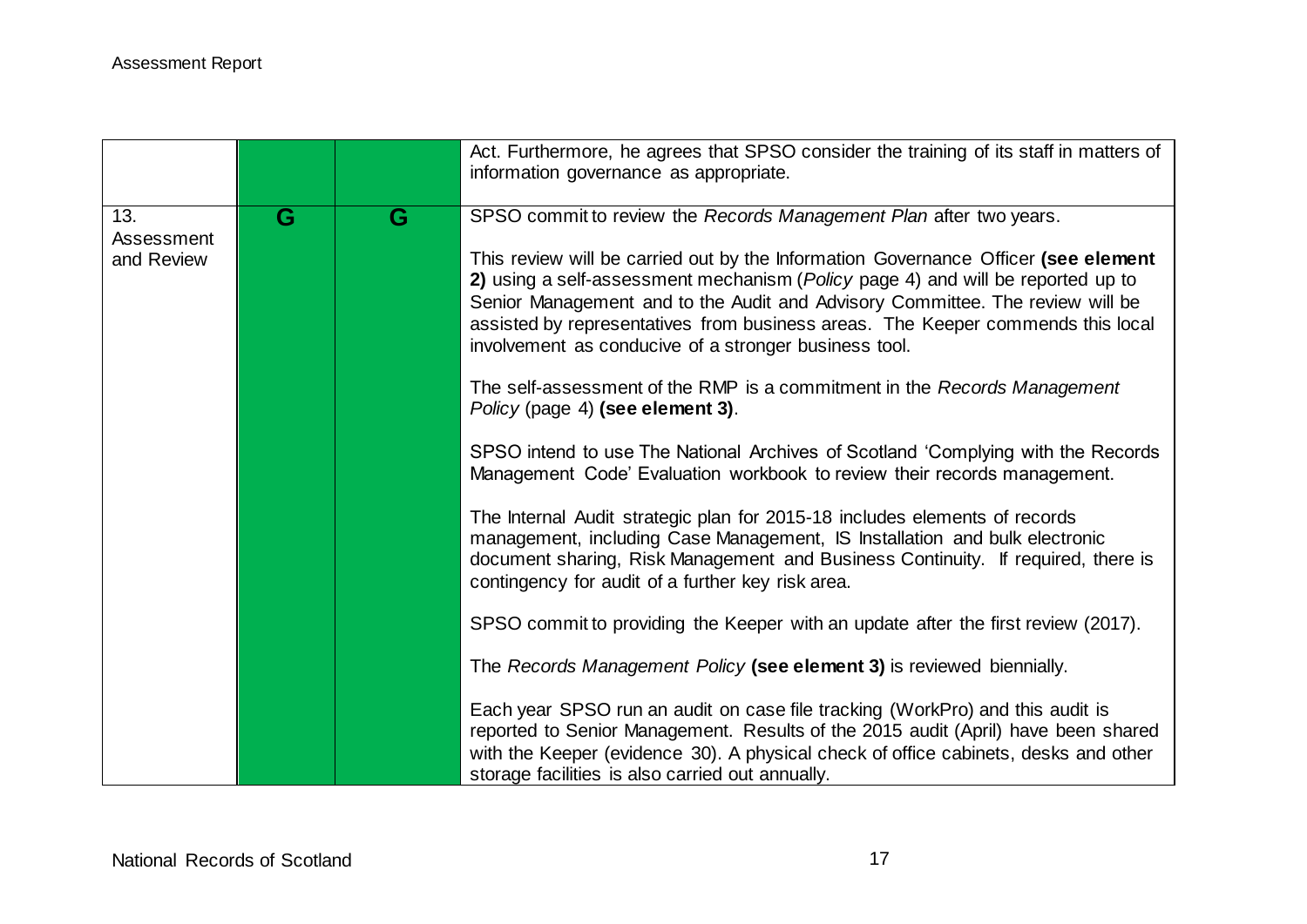| | | | |
|---|---|---|---|
| | | | Act. Furthermore, he agrees that SPSO consider the training of its staff in matters of information governance as appropriate. |
| 13. Assessment and Review | G | G | SPSO commit to review the *Records Management Plan* after two years.<br><br>This review will be carried out by the Information Governance Officer **(see element 2)** using a self-assessment mechanism (*Policy* page 4) and will be reported up to Senior Management and to the Audit and Advisory Committee. The review will be assisted by representatives from business areas. The Keeper commends this local involvement as conducive of a stronger business tool.<br><br>The self-assessment of the RMP is a commitment in the *Records Management Policy* (page 4) **(see element 3)**.<br><br>SPSO intend to use The National Archives of Scotland 'Complying with the Records Management Code' Evaluation workbook to review their records management.<br><br>The Internal Audit strategic plan for 2015-18 includes elements of records management, including Case Management, IS Installation and bulk electronic document sharing, Risk Management and Business Continuity. If required, there is contingency for audit of a further key risk area.<br><br>SPSO commit to providing the Keeper with an update after the first review (2017).<br><br>The *Records Management Policy* **(see element 3)** is reviewed biennially.<br><br>Each year SPSO run an audit on case file tracking (WorkPro) and this audit is reported to Senior Management. Results of the 2015 audit (April) have been shared with the Keeper (evidence 30). A physical check of office cabinets, desks and other storage facilities is also carried out annually. |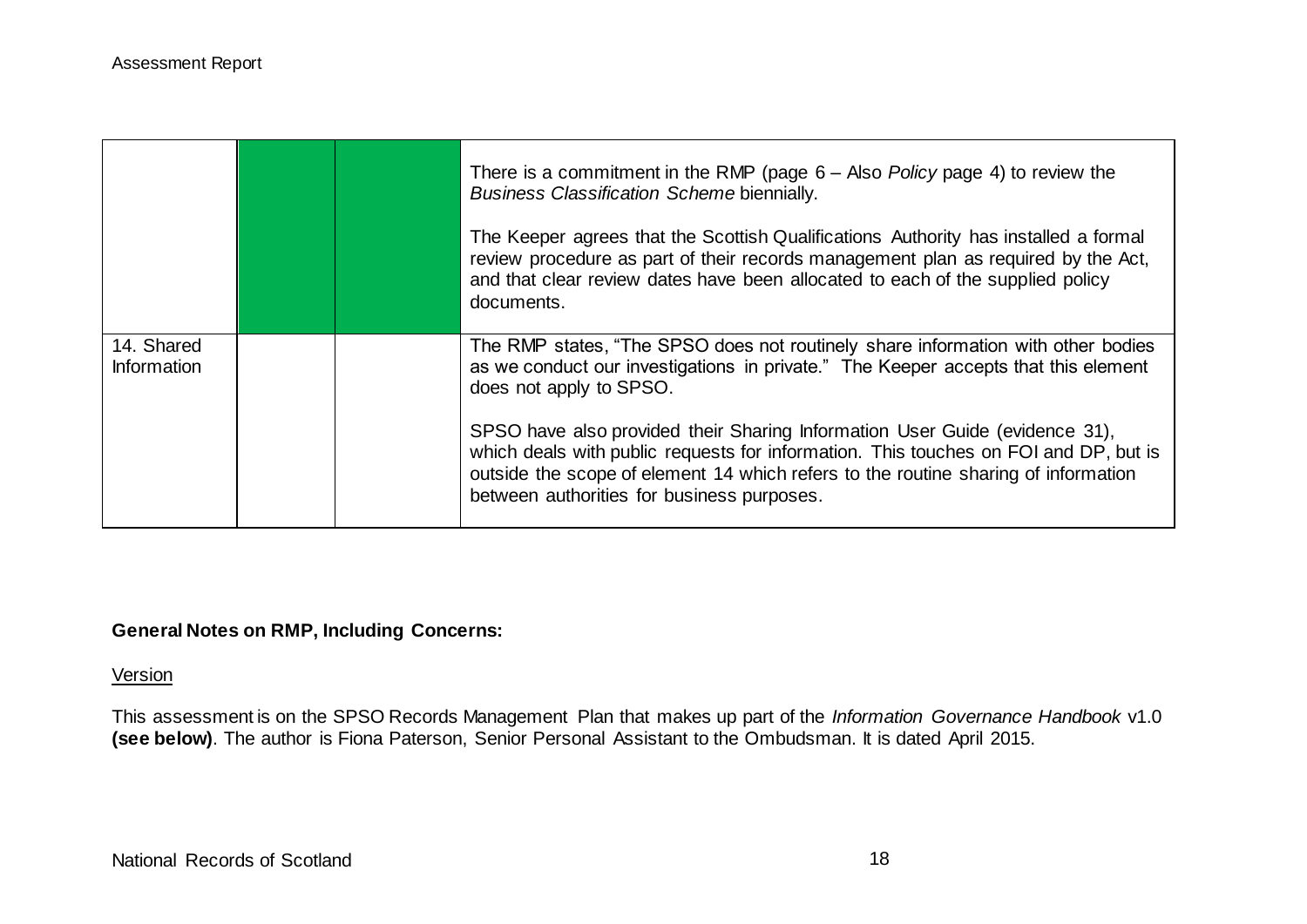| | | | |
|---|---|---|---|
| | | | There is a commitment in the RMP (page 6 – Also *Policy* page 4) to review the *Business Classification Scheme* biennially.<br><br>The Keeper agrees that the Scottish Qualifications Authority has installed a formal review procedure as part of their records management plan as required by the Act, and that clear review dates have been allocated to each of the supplied policy documents. |
| 14. Shared Information | | | The RMP states, "The SPSO does not routinely share information with other bodies as we conduct our investigations in private." The Keeper accepts that this element does not apply to SPSO.<br><br>SPSO have also provided their Sharing Information User Guide (evidence 31), which deals with public requests for information. This touches on FOI and DP, but is outside the scope of element 14 which refers to the routine sharing of information between authorities for business purposes. |

**General Notes on RMP, Including Concerns:**

<u>Version</u>

This assessment is on the SPSO Records Management Plan that makes up part of the *Information Governance Handbook* v1.0 **(see below)**. The author is Fiona Paterson, Senior Personal Assistant to the Ombudsman. It is dated April 2015.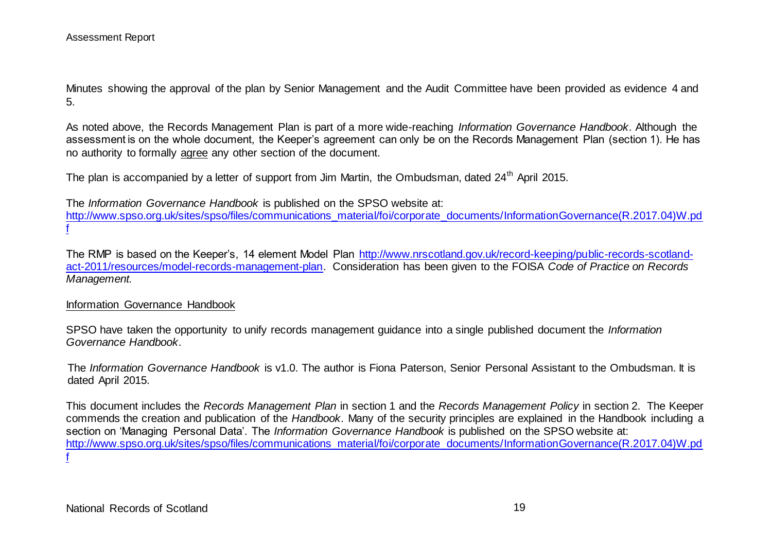Minutes showing the approval of the plan by Senior Management and the Audit Committee have been provided as evidence 4 and 5.

As noted above, the Records Management Plan is part of a more wide-reaching *Information Governance Handbook*. Although the assessment is on the whole document, the Keeper's agreement can only be on the Records Management Plan (section 1). He has no authority to formally agree any other section of the document.

The plan is accompanied by a letter of support from Jim Martin, the Ombudsman, dated 24th April 2015.

The *Information Governance Handbook* is published on the SPSO website at: http://www.spso.org.uk/sites/spso/files/communications_material/foi/corporate_documents/InformationGovernance(R.2017.04)W.pdf

The RMP is based on the Keeper's, 14 element Model Plan http://www.nrscotland.gov.uk/record-keeping/public-records-scotland-act-2011/resources/model-records-management-plan. Consideration has been given to the FOISA *Code of Practice on Records Management.*

Information Governance Handbook

SPSO have taken the opportunity to unify records management guidance into a single published document the *Information Governance Handbook*.

The *Information Governance Handbook* is v1.0. The author is Fiona Paterson, Senior Personal Assistant to the Ombudsman. It is dated April 2015.

This document includes the *Records Management Plan* in section 1 and the *Records Management Policy* in section 2. The Keeper commends the creation and publication of the *Handbook*. Many of the security principles are explained in the Handbook including a section on 'Managing Personal Data'. The *Information Governance Handbook* is published on the SPSO website at: http://www.spso.org.uk/sites/spso/files/communications_material/foi/corporate_documents/InformationGovernance(R.2017.04)W.pdf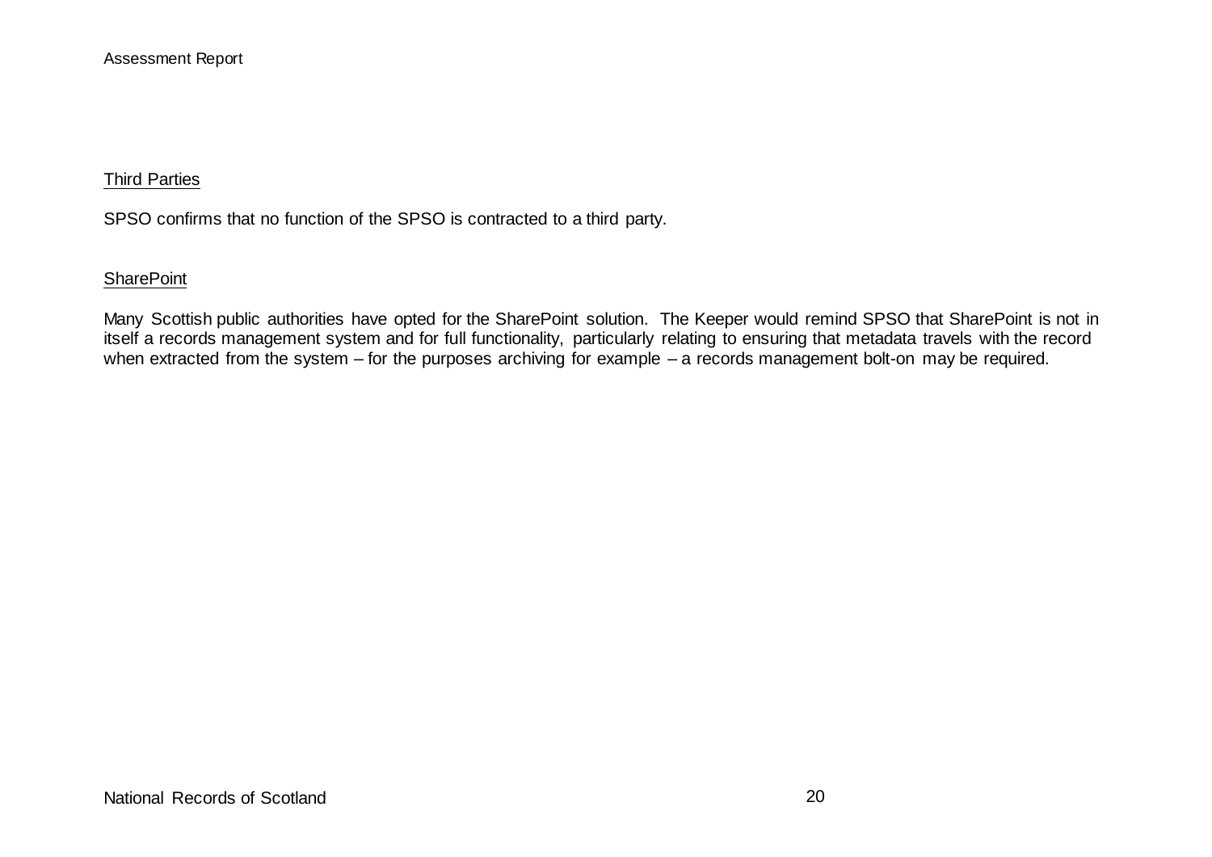Third Parties

SPSO confirms that no function of the SPSO is contracted to a third party.

SharePoint

Many Scottish public authorities have opted for the SharePoint solution. The Keeper would remind SPSO that SharePoint is not in itself a records management system and for full functionality, particularly relating to ensuring that metadata travels with the record when extracted from the system – for the purposes archiving for example – a records management bolt-on may be required.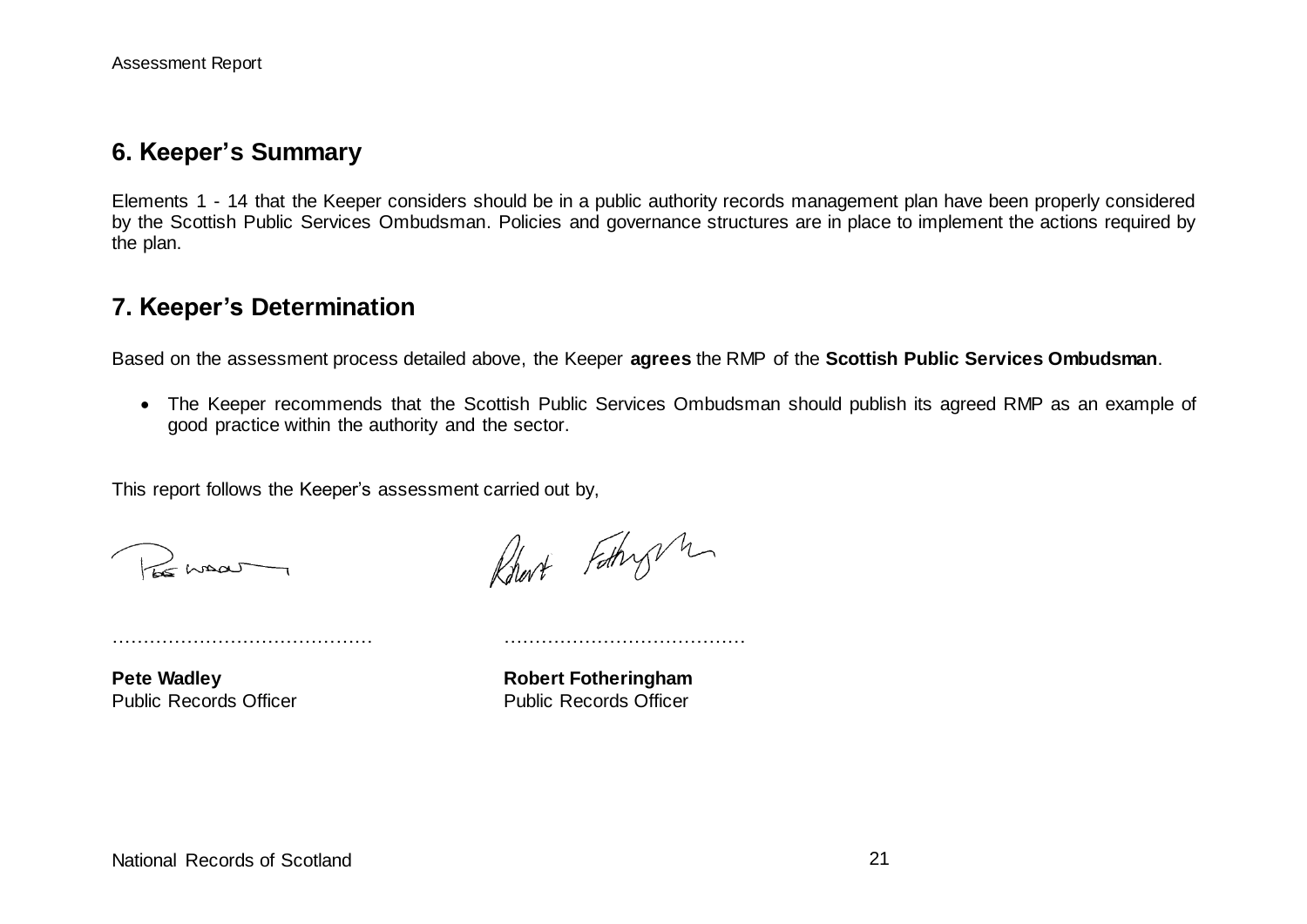## 6. Keeper's Summary

Elements 1 - 14 that the Keeper considers should be in a public authority records management plan have been properly considered by the Scottish Public Services Ombudsman. Policies and governance structures are in place to implement the actions required by the plan.

## 7. Keeper's Determination

Based on the assessment process detailed above, the Keeper **agrees** the RMP of the **Scottish Public Services Ombudsman**.

- The Keeper recommends that the Scottish Public Services Ombudsman should publish its agreed RMP as an example of good practice within the authority and the sector.

This report follows the Keeper's assessment carried out by,

| ………………………………… | ………………………………… |
|---|---|
| **Pete Wadley** | **Robert Fotheringham** |
| Public Records Officer | Public Records Officer |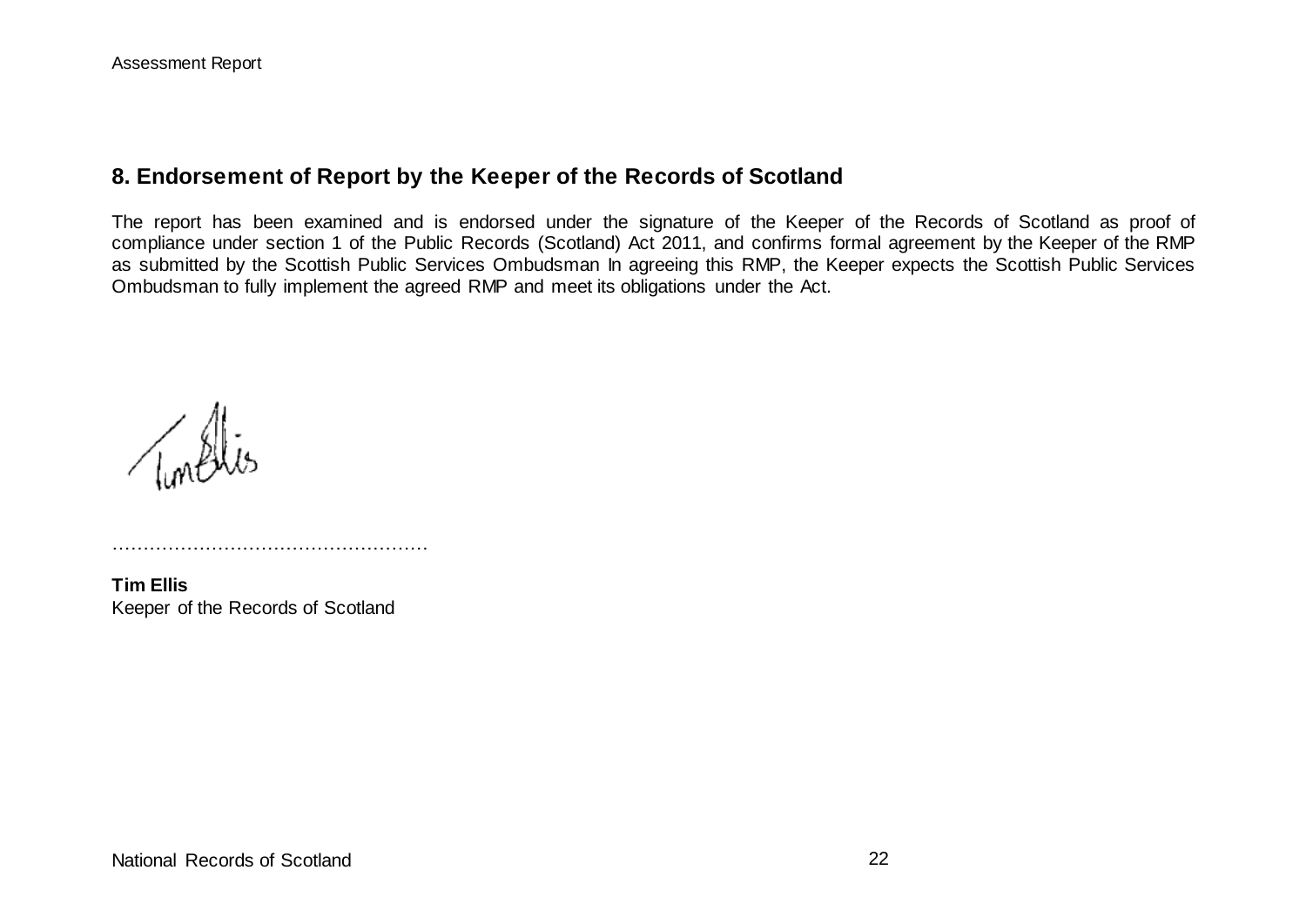## 8. Endorsement of Report by the Keeper of the Records of Scotland

The report has been examined and is endorsed under the signature of the Keeper of the Records of Scotland as proof of compliance under section 1 of the Public Records (Scotland) Act 2011, and confirms formal agreement by the Keeper of the RMP as submitted by the Scottish Public Services Ombudsman In agreeing this RMP, the Keeper expects the Scottish Public Services Ombudsman to fully implement the agreed RMP and meet its obligations under the Act.

……………………………………………

**Tim Ellis**
Keeper of the Records of Scotland